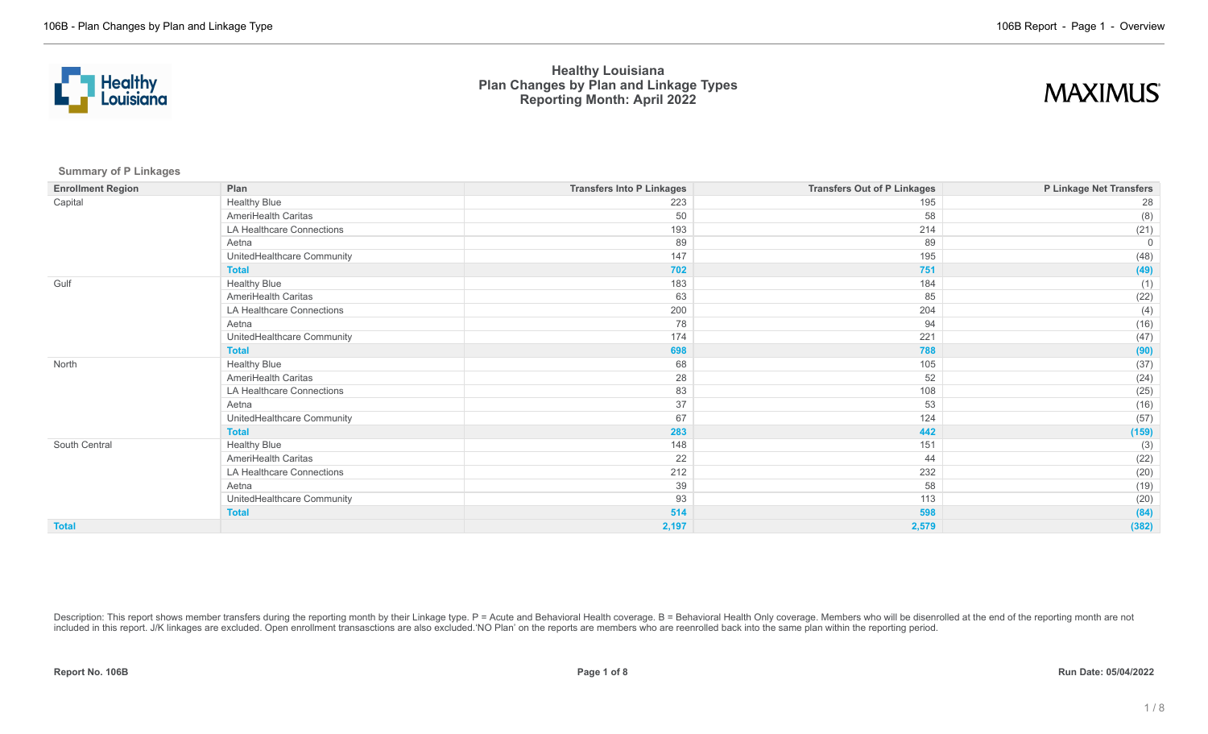# Healthy Louisiana
## Plan Changes by Plan and Linkage Types
## Reporting Month: April 2022

**Summary of P Linkages**

| Enrollment Region | Plan | Transfers Into P Linkages | Transfers Out of P Linkages | P Linkage Net Transfers |
|---|---|---|---|---|
| Capital | Healthy Blue | 223 | 195 | 28 |
| | AmeriHealth Caritas | 50 | 58 | (8) |
| | LA Healthcare Connections | 193 | 214 | (21) |
| | Aetna | 89 | 89 | 0 |
| | UnitedHealthcare Community | 147 | 195 | (48) |
| | **Total** | **702** | **751** | **(49)** |
| Gulf | Healthy Blue | 183 | 184 | (1) |
| | AmeriHealth Caritas | 63 | 85 | (22) |
| | LA Healthcare Connections | 200 | 204 | (4) |
| | Aetna | 78 | 94 | (16) |
| | UnitedHealthcare Community | 174 | 221 | (47) |
| | **Total** | **698** | **788** | **(90)** |
| North | Healthy Blue | 68 | 105 | (37) |
| | AmeriHealth Caritas | 28 | 52 | (24) |
| | LA Healthcare Connections | 83 | 108 | (25) |
| | Aetna | 37 | 53 | (16) |
| | UnitedHealthcare Community | 67 | 124 | (57) |
| | **Total** | **283** | **442** | **(159)** |
| South Central | Healthy Blue | 148 | 151 | (3) |
| | AmeriHealth Caritas | 22 | 44 | (22) |
| | LA Healthcare Connections | 212 | 232 | (20) |
| | Aetna | 39 | 58 | (19) |
| | UnitedHealthcare Community | 93 | 113 | (20) |
| | **Total** | **514** | **598** | **(84)** |
| **Total** | | **2,197** | **2,579** | **(382)** |

Description: This report shows member transfers during the reporting month by their Linkage type. P = Acute and Behavioral Health coverage. B = Behavioral Health Only coverage. Members who will be disenrolled at the end of the reporting month are not included in this report. J/K linkages are excluded. Open enrollment transasctions are also excluded.'NO Plan' on the reports are members who are reenrolled back into the same plan within the reporting period.

**Report No. 106B** | **Run Date: 05/04/2022**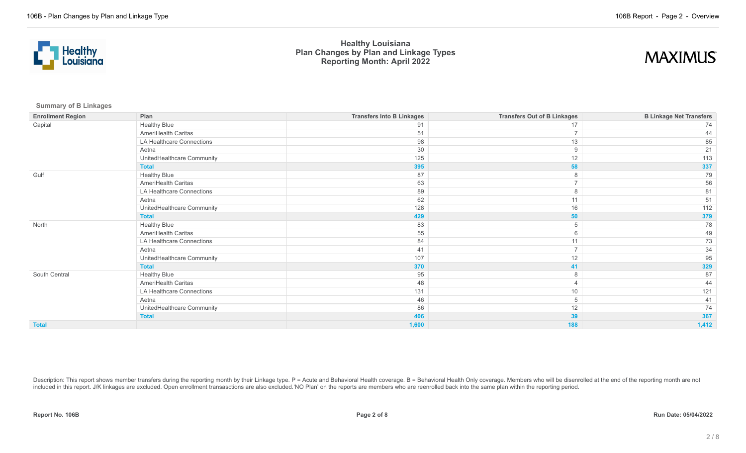# Healthy Louisiana
## Plan Changes by Plan and Linkage Types
## Reporting Month: April 2022

### Summary of B Linkages

| Enrollment Region | Plan | Transfers Into B Linkages | Transfers Out of B Linkages | B Linkage Net Transfers |
|---|---|---|---|---|
| Capital | Healthy Blue | 91 | 17 | 74 |
| | AmeriHealth Caritas | 51 | 7 | 44 |
| | LA Healthcare Connections | 98 | 13 | 85 |
| | Aetna | 30 | 9 | 21 |
| | UnitedHealthcare Community | 125 | 12 | 113 |
| | **Total** | **395** | **58** | **337** |
| Gulf | Healthy Blue | 87 | 8 | 79 |
| | AmeriHealth Caritas | 63 | 7 | 56 |
| | LA Healthcare Connections | 89 | 8 | 81 |
| | Aetna | 62 | 11 | 51 |
| | UnitedHealthcare Community | 128 | 16 | 112 |
| | **Total** | **429** | **50** | **379** |
| North | Healthy Blue | 83 | 5 | 78 |
| | AmeriHealth Caritas | 55 | 6 | 49 |
| | LA Healthcare Connections | 84 | 11 | 73 |
| | Aetna | 41 | 7 | 34 |
| | UnitedHealthcare Community | 107 | 12 | 95 |
| | **Total** | **370** | **41** | **329** |
| South Central | Healthy Blue | 95 | 8 | 87 |
| | AmeriHealth Caritas | 48 | 4 | 44 |
| | LA Healthcare Connections | 131 | 10 | 121 |
| | Aetna | 46 | 5 | 41 |
| | UnitedHealthcare Community | 86 | 12 | 74 |
| | **Total** | **406** | **39** | **367** |
| **Total** | | **1,600** | **188** | **1,412** |

Description: This report shows member transfers during the reporting month by their Linkage type. P = Acute and Behavioral Health coverage. B = Behavioral Health Only coverage. Members who will be disenrolled at the end of the reporting month are not included in this report. J/K linkages are excluded. Open enrollment transasctions are also excluded.'NO Plan' on the reports are members who are reenrolled back into the same plan within the reporting period.

**Report No. 106B** | **Run Date: 05/04/2022**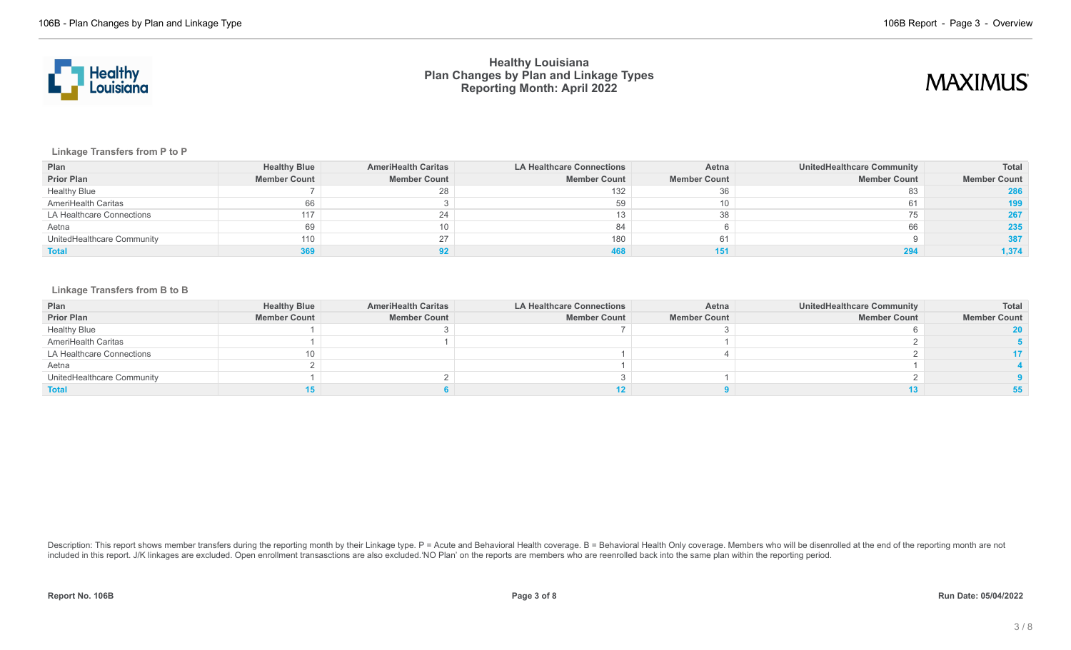# Healthy Louisiana
## Plan Changes by Plan and Linkage Types
### Reporting Month: April 2022

**Linkage Transfers from P to P**

| Plan | Healthy Blue | AmeriHealth Caritas | LA Healthcare Connections | Aetna | UnitedHealthcare Community | Total |
|---|---|---|---|---|---|---|
| **Prior Plan** | **Member Count** | **Member Count** | **Member Count** | **Member Count** | **Member Count** | **Member Count** |
| Healthy Blue | 7 | 28 | 132 | 36 | 83 | **286** |
| AmeriHealth Caritas | 66 | 3 | 59 | 10 | 61 | **199** |
| LA Healthcare Connections | 117 | 24 | 13 | 38 | 75 | **267** |
| Aetna | 69 | 10 | 84 | 6 | 66 | **235** |
| UnitedHealthcare Community | 110 | 27 | 180 | 61 | 9 | **387** |
| **Total** | **369** | **92** | **468** | **151** | **294** | **1,374** |

**Linkage Transfers from B to B**

| Plan | Healthy Blue | AmeriHealth Caritas | LA Healthcare Connections | Aetna | UnitedHealthcare Community | Total |
|---|---|---|---|---|---|---|
| **Prior Plan** | **Member Count** | **Member Count** | **Member Count** | **Member Count** | **Member Count** | **Member Count** |
| Healthy Blue | 1 | 3 | 7 | 3 | 6 | **20** |
| AmeriHealth Caritas | 1 | 1 | | 1 | 2 | **5** |
| LA Healthcare Connections | 10 | | 1 | 4 | 2 | **17** |
| Aetna | 2 | | 1 | | 1 | **4** |
| UnitedHealthcare Community | 1 | 2 | 3 | 1 | 2 | **9** |
| **Total** | **15** | **6** | **12** | **9** | **13** | **55** |

Description: This report shows member transfers during the reporting month by their Linkage type. P = Acute and Behavioral Health coverage. B = Behavioral Health Only coverage. Members who will be disenrolled at the end of the reporting month are not included in this report. J/K linkages are excluded. Open enrollment transasctions are also excluded.'NO Plan' on the reports are members who are reenrolled back into the same plan within the reporting period.

**Report No. 106B** | **Run Date: 05/04/2022**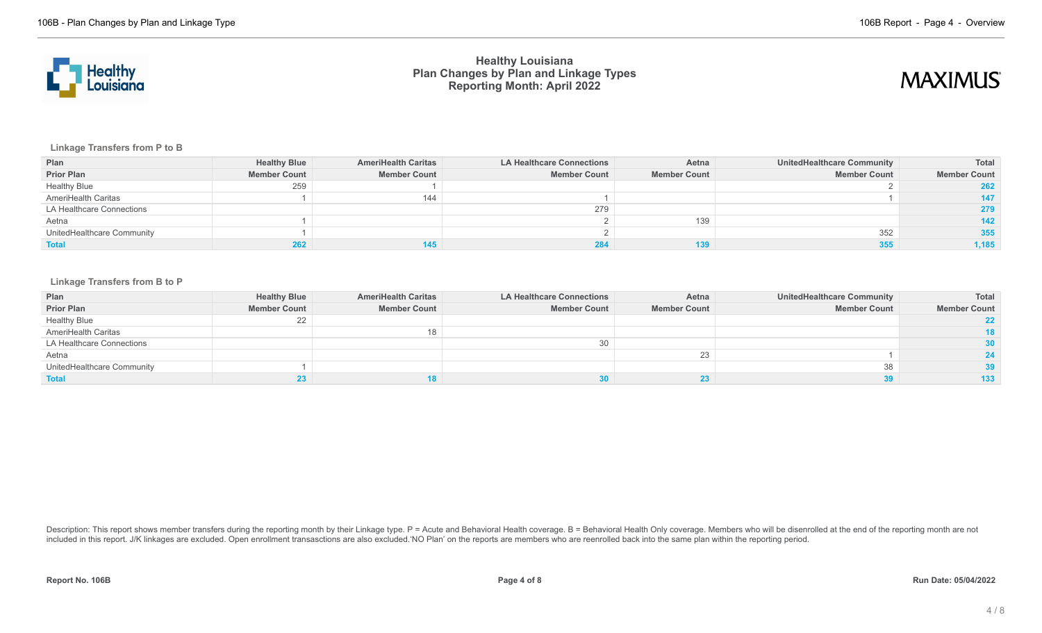# Healthy Louisiana
## Plan Changes by Plan and Linkage Types
### Reporting Month: April 2022

**Linkage Transfers from P to B**

| Plan | Healthy Blue | AmeriHealth Caritas | LA Healthcare Connections | Aetna | UnitedHealthcare Community | Total |
|---|---|---|---|---|---|---|
| **Prior Plan** | **Member Count** | **Member Count** | **Member Count** | **Member Count** | **Member Count** | **Member Count** |
| Healthy Blue | 259 | 1 | | | 2 | **262** |
| AmeriHealth Caritas | 1 | 144 | 1 | | 1 | **147** |
| LA Healthcare Connections | | | 279 | | | **279** |
| Aetna | 1 | | 2 | 139 | | **142** |
| UnitedHealthcare Community | 1 | | 2 | | 352 | **355** |
| **Total** | **262** | **145** | **284** | **139** | **355** | **1,185** |

**Linkage Transfers from B to P**

| Plan | Healthy Blue | AmeriHealth Caritas | LA Healthcare Connections | Aetna | UnitedHealthcare Community | Total |
|---|---|---|---|---|---|---|
| **Prior Plan** | **Member Count** | **Member Count** | **Member Count** | **Member Count** | **Member Count** | **Member Count** |
| Healthy Blue | 22 | | | | | **22** |
| AmeriHealth Caritas | | 18 | | | | **18** |
| LA Healthcare Connections | | | 30 | | | **30** |
| Aetna | | | | 23 | 1 | **24** |
| UnitedHealthcare Community | 1 | | | | 38 | **39** |
| **Total** | **23** | **18** | **30** | **23** | **39** | **133** |

Description: This report shows member transfers during the reporting month by their Linkage type. P = Acute and Behavioral Health coverage. B = Behavioral Health Only coverage. Members who will be disenrolled at the end of the reporting month are not included in this report. J/K linkages are excluded. Open enrollment transasctions are also excluded.'NO Plan' on the reports are members who are reenrolled back into the same plan within the reporting period.

**Report No. 106B** | **Run Date: 05/04/2022**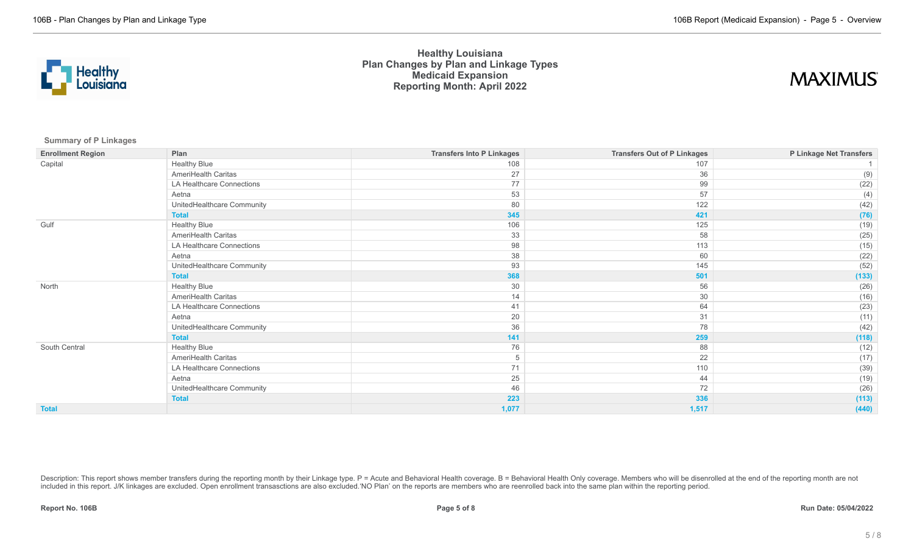# Healthy Louisiana
## Plan Changes by Plan and Linkage Types
## Medicaid Expansion
## Reporting Month: April 2022

MAXIMUS

**Summary of P Linkages**

| Enrollment Region | Plan | Transfers Into P Linkages | Transfers Out of P Linkages | P Linkage Net Transfers |
|---|---|---|---|---|
| Capital | Healthy Blue | 108 | 107 | 1 |
| | AmeriHealth Caritas | 27 | 36 | (9) |
| | LA Healthcare Connections | 77 | 99 | (22) |
| | Aetna | 53 | 57 | (4) |
| | UnitedHealthcare Community | 80 | 122 | (42) |
| | **Total** | **345** | **421** | **(76)** |
| Gulf | Healthy Blue | 106 | 125 | (19) |
| | AmeriHealth Caritas | 33 | 58 | (25) |
| | LA Healthcare Connections | 98 | 113 | (15) |
| | Aetna | 38 | 60 | (22) |
| | UnitedHealthcare Community | 93 | 145 | (52) |
| | **Total** | **368** | **501** | **(133)** |
| North | Healthy Blue | 30 | 56 | (26) |
| | AmeriHealth Caritas | 14 | 30 | (16) |
| | LA Healthcare Connections | 41 | 64 | (23) |
| | Aetna | 20 | 31 | (11) |
| | UnitedHealthcare Community | 36 | 78 | (42) |
| | **Total** | **141** | **259** | **(118)** |
| South Central | Healthy Blue | 76 | 88 | (12) |
| | AmeriHealth Caritas | 5 | 22 | (17) |
| | LA Healthcare Connections | 71 | 110 | (39) |
| | Aetna | 25 | 44 | (19) |
| | UnitedHealthcare Community | 46 | 72 | (26) |
| | **Total** | **223** | **336** | **(113)** |
| **Total** | | **1,077** | **1,517** | **(440)** |

Description: This report shows member transfers during the reporting month by their Linkage type. P = Acute and Behavioral Health coverage. B = Behavioral Health Only coverage. Members who will be disenrolled at the end of the reporting month are not included in this report. J/K linkages are excluded. Open enrollment transasctions are also excluded.'NO Plan' on the reports are members who are reenrolled back into the same plan within the reporting period.

**Report No. 106B** **Run Date: 05/04/2022**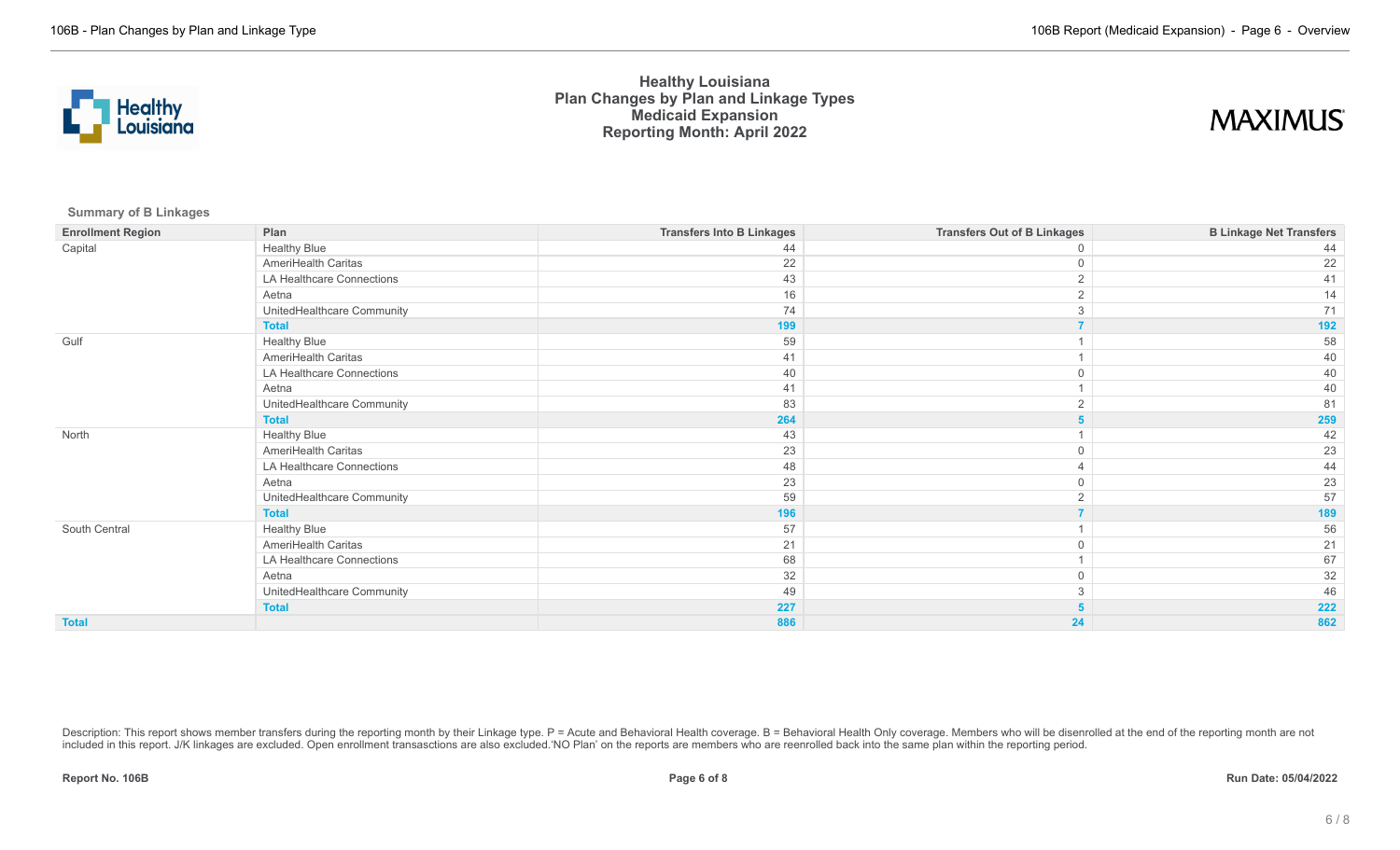# Healthy Louisiana
## Plan Changes by Plan and Linkage Types
## Medicaid Expansion
## Reporting Month: April 2022

MAXIMUS

**Summary of B Linkages**

| Enrollment Region | Plan | Transfers Into B Linkages | Transfers Out of B Linkages | B Linkage Net Transfers |
|---|---|---|---|---|
| Capital | Healthy Blue | 44 | 0 | 44 |
| | AmeriHealth Caritas | 22 | 0 | 22 |
| | LA Healthcare Connections | 43 | 2 | 41 |
| | Aetna | 16 | 2 | 14 |
| | UnitedHealthcare Community | 74 | 3 | 71 |
| | **Total** | **199** | **7** | **192** |
| Gulf | Healthy Blue | 59 | 1 | 58 |
| | AmeriHealth Caritas | 41 | 1 | 40 |
| | LA Healthcare Connections | 40 | 0 | 40 |
| | Aetna | 41 | 1 | 40 |
| | UnitedHealthcare Community | 83 | 2 | 81 |
| | **Total** | **264** | **5** | **259** |
| North | Healthy Blue | 43 | 1 | 42 |
| | AmeriHealth Caritas | 23 | 0 | 23 |
| | LA Healthcare Connections | 48 | 4 | 44 |
| | Aetna | 23 | 0 | 23 |
| | UnitedHealthcare Community | 59 | 2 | 57 |
| | **Total** | **196** | **7** | **189** |
| South Central | Healthy Blue | 57 | 1 | 56 |
| | AmeriHealth Caritas | 21 | 0 | 21 |
| | LA Healthcare Connections | 68 | 1 | 67 |
| | Aetna | 32 | 0 | 32 |
| | UnitedHealthcare Community | 49 | 3 | 46 |
| | **Total** | **227** | **5** | **222** |
| **Total** | | **886** | **24** | **862** |

Description: This report shows member transfers during the reporting month by their Linkage type. P = Acute and Behavioral Health coverage. B = Behavioral Health Only coverage. Members who will be disenrolled at the end of the reporting month are not included in this report. J/K linkages are excluded. Open enrollment transasctions are also excluded.'NO Plan' on the reports are members who are reenrolled back into the same plan within the reporting period.

**Report No. 106B** **Run Date: 05/04/2022**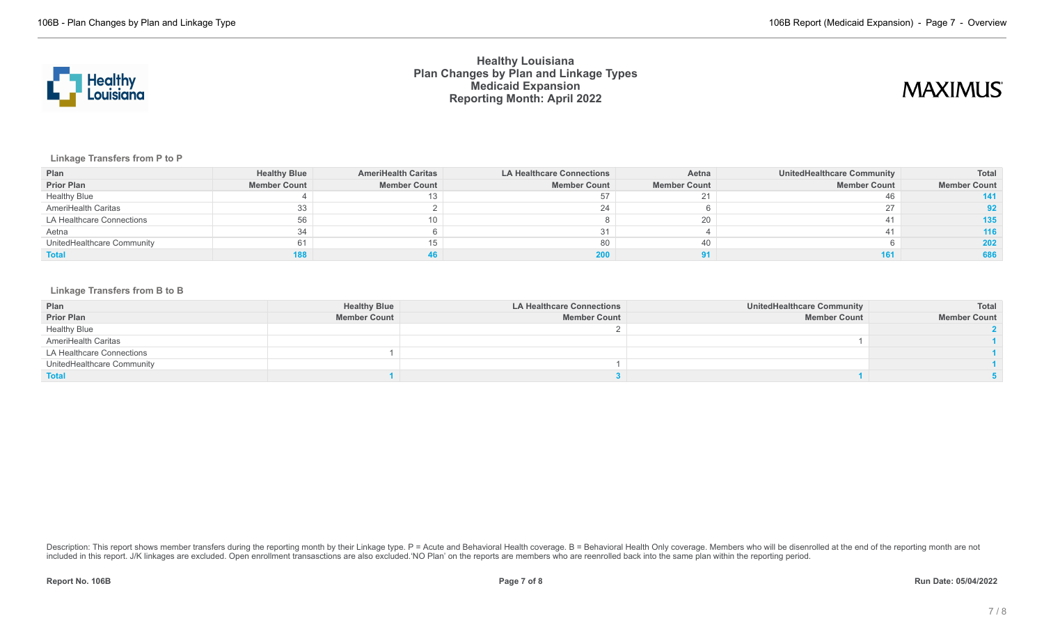# Healthy Louisiana
## Plan Changes by Plan and Linkage Types
## Medicaid Expansion
## Reporting Month: April 2022

### Linkage Transfers from P to P

| Plan | Healthy Blue | AmeriHealth Caritas | LA Healthcare Connections | Aetna | UnitedHealthcare Community | Total |
|---|---|---|---|---|---|---|
| **Prior Plan** | **Member Count** | **Member Count** | **Member Count** | **Member Count** | **Member Count** | **Member Count** |
| Healthy Blue | 4 | 13 | 57 | 21 | 46 | **141** |
| AmeriHealth Caritas | 33 | 2 | 24 | 6 | 27 | **92** |
| LA Healthcare Connections | 56 | 10 | 8 | 20 | 41 | **135** |
| Aetna | 34 | 6 | 31 | 4 | 41 | **116** |
| UnitedHealthcare Community | 61 | 15 | 80 | 40 | 6 | **202** |
| **Total** | **188** | **46** | **200** | **91** | **161** | **686** |

### Linkage Transfers from B to B

| Plan | Healthy Blue | LA Healthcare Connections | UnitedHealthcare Community | Total |
|---|---|---|---|---|
| **Prior Plan** | **Member Count** | **Member Count** | **Member Count** | **Member Count** |
| Healthy Blue | | 2 | | **2** |
| AmeriHealth Caritas | | | 1 | **1** |
| LA Healthcare Connections | 1 | | | **1** |
| UnitedHealthcare Community | | 1 | | **1** |
| **Total** | **1** | **3** | **1** | **5** |

Description: This report shows member transfers during the reporting month by their Linkage type. P = Acute and Behavioral Health coverage. B = Behavioral Health Only coverage. Members who will be disenrolled at the end of the reporting month are not included in this report. J/K linkages are excluded. Open enrollment transasctions are also excluded.'NO Plan' on the reports are members who are reenrolled back into the same plan within the reporting period.

**Report No. 106B** | **Run Date: 05/04/2022**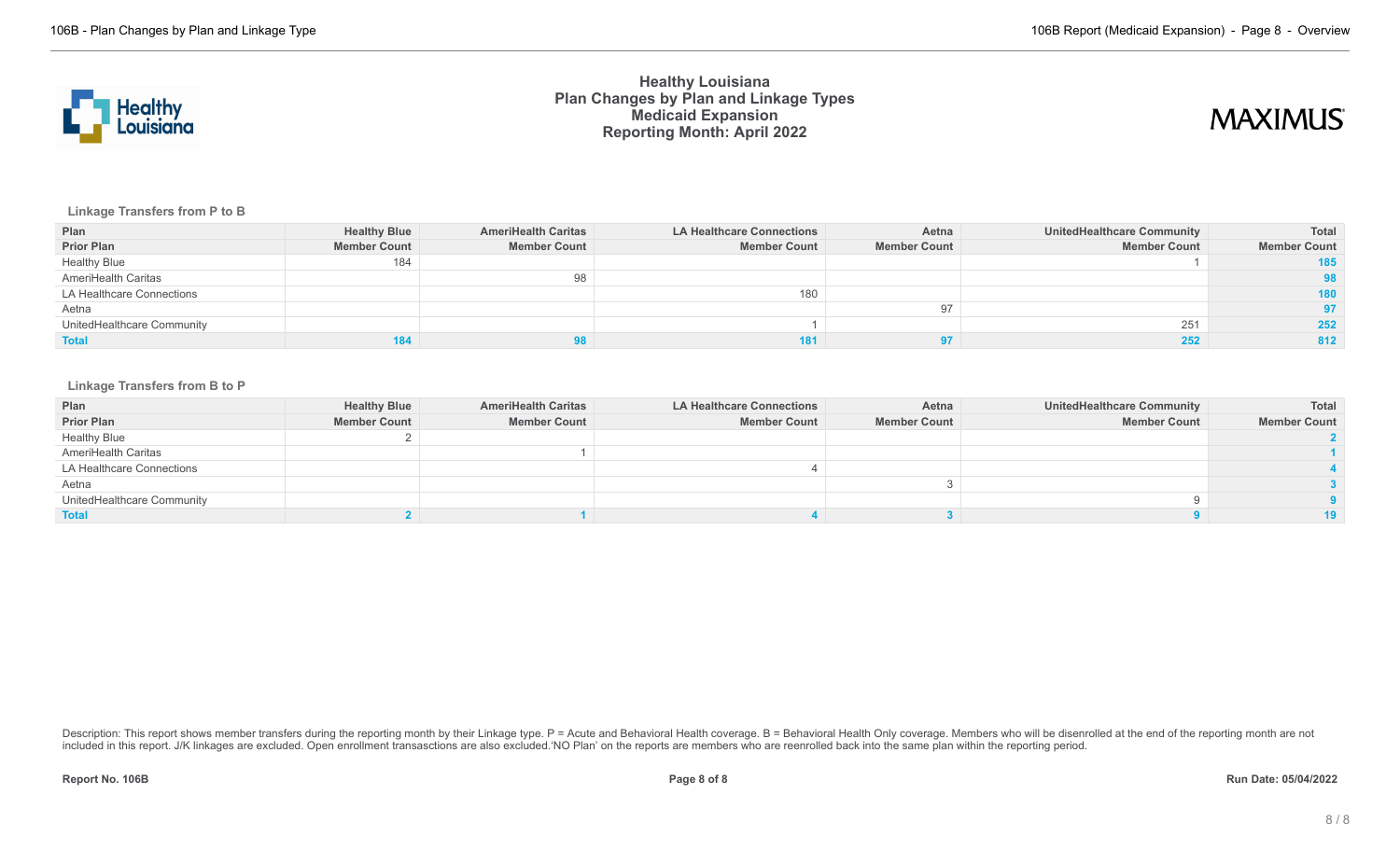# Healthy Louisiana
## Plan Changes by Plan and Linkage Types
## Medicaid Expansion
## Reporting Month: April 2022

### Linkage Transfers from P to B

| Plan | Healthy Blue | AmeriHealth Caritas | LA Healthcare Connections | Aetna | UnitedHealthcare Community | Total |
|---|---|---|---|---|---|---|
| **Prior Plan** | **Member Count** | **Member Count** | **Member Count** | **Member Count** | **Member Count** | **Member Count** |
| Healthy Blue | 184 | | | | 1 | 185 |
| AmeriHealth Caritas | | 98 | | | | 98 |
| LA Healthcare Connections | | | 180 | | | 180 |
| Aetna | | | | 97 | | 97 |
| UnitedHealthcare Community | | | 1 | | 251 | 252 |
| **Total** | 184 | 98 | 181 | 97 | 252 | 812 |

### Linkage Transfers from B to P

| Plan | Healthy Blue | AmeriHealth Caritas | LA Healthcare Connections | Aetna | UnitedHealthcare Community | Total |
|---|---|---|---|---|---|---|
| **Prior Plan** | **Member Count** | **Member Count** | **Member Count** | **Member Count** | **Member Count** | **Member Count** |
| Healthy Blue | 2 | | | | | 2 |
| AmeriHealth Caritas | | 1 | | | | 1 |
| LA Healthcare Connections | | | 4 | | | 4 |
| Aetna | | | | 3 | | 3 |
| UnitedHealthcare Community | | | | | 9 | 9 |
| **Total** | 2 | 1 | 4 | 3 | 9 | 19 |

Description: This report shows member transfers during the reporting month by their Linkage type. P = Acute and Behavioral Health coverage. B = Behavioral Health Only coverage. Members who will be disenrolled at the end of the reporting month are not included in this report. J/K linkages are excluded. Open enrollment transasctions are also excluded.'NO Plan' on the reports are members who are reenrolled back into the same plan within the reporting period.

**Report No. 106B** **Run Date: 05/04/2022**